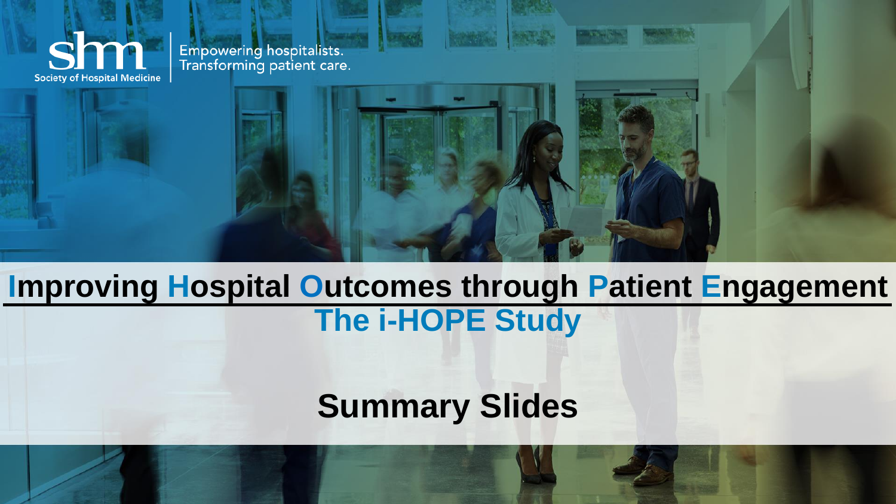shm

Society of Hospital Medicine

Empowering hospitalists.
Transforming patient care.

# Improving Hospital Outcomes through Patient Engagement

## The i-HOPE Study

## Summary Slides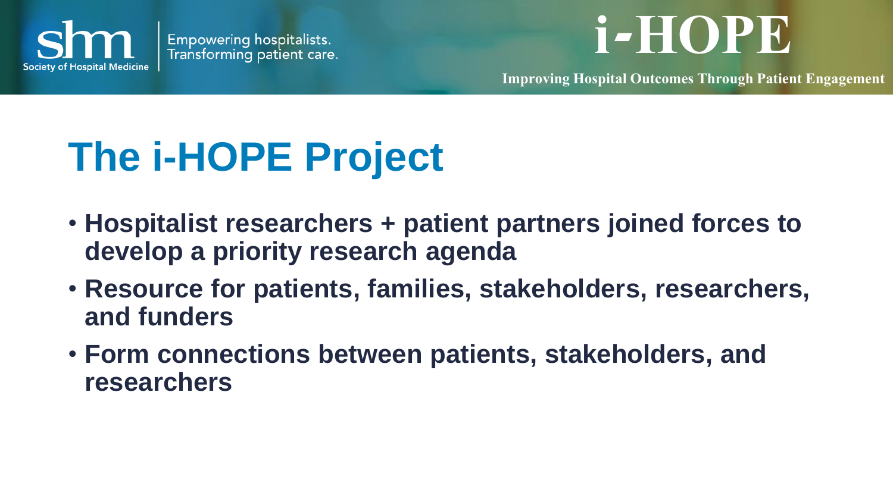# The i-HOPE Project

- **Hospitalist researchers + patient partners joined forces to develop a priority research agenda**
- **Resource for patients, families, stakeholders, researchers, and funders**
- **Form connections between patients, stakeholders, and researchers**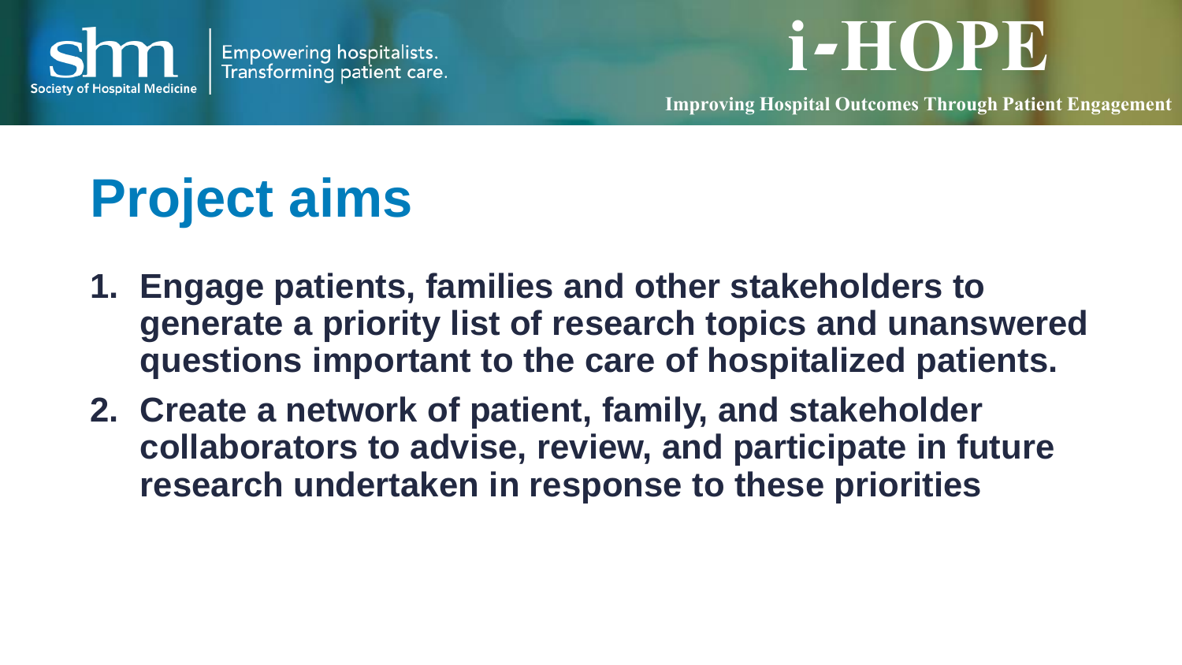# Project aims

1. **Engage patients, families and other stakeholders to generate a priority list of research topics and unanswered questions important to the care of hospitalized patients.**
2. **Create a network of patient, family, and stakeholder collaborators to advise, review, and participate in future research undertaken in response to these priorities**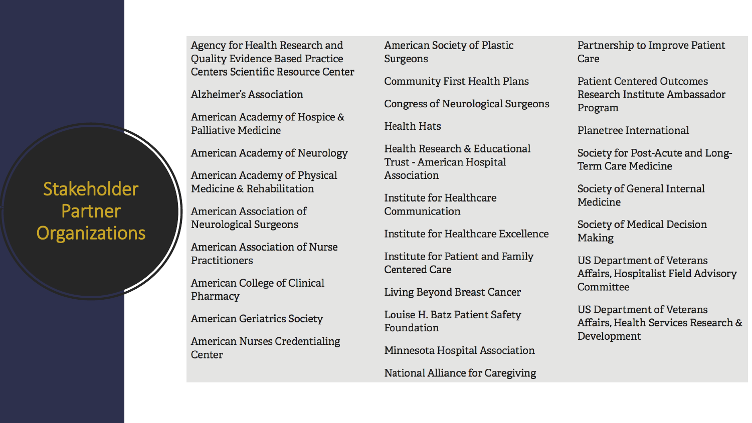# Stakeholder Partner Organizations

- Agency for Health Research and Quality Evidence Based Practice Centers Scientific Resource Center
- Alzheimer's Association
- American Academy of Hospice & Palliative Medicine
- American Academy of Neurology
- American Academy of Physical Medicine & Rehabilitation
- American Association of Neurological Surgeons
- American Association of Nurse Practitioners
- American College of Clinical Pharmacy
- American Geriatrics Society
- American Nurses Credentialing Center
- American Society of Plastic Surgeons
- Community First Health Plans
- Congress of Neurological Surgeons
- Health Hats
- Health Research & Educational Trust - American Hospital Association
- Institute for Healthcare Communication
- Institute for Healthcare Excellence
- Institute for Patient and Family Centered Care
- Living Beyond Breast Cancer
- Louise H. Batz Patient Safety Foundation
- Minnesota Hospital Association
- National Alliance for Caregiving
- Partnership to Improve Patient Care
- Patient Centered Outcomes Research Institute Ambassador Program
- Planetree International
- Society for Post-Acute and Long-Term Care Medicine
- Society of General Internal Medicine
- Society of Medical Decision Making
- US Department of Veterans Affairs, Hospitalist Field Advisory Committee
- US Department of Veterans Affairs, Health Services Research & Development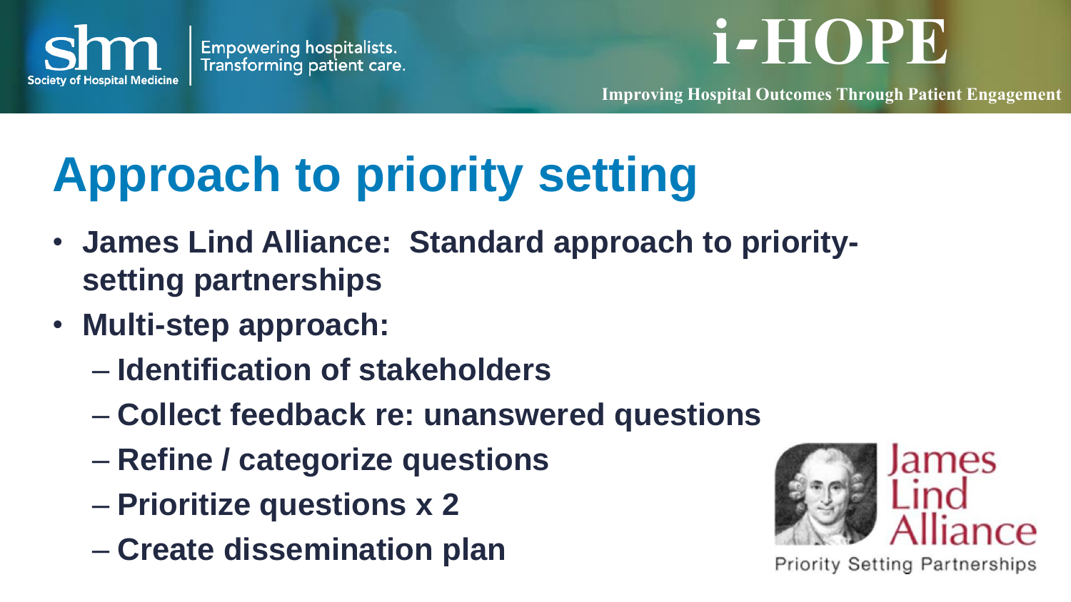# Approach to priority setting

- **James Lind Alliance: Standard approach to priority-setting partnerships**
- **Multi-step approach:**
  - **Identification of stakeholders**
  - **Collect feedback re: unanswered questions**
  - **Refine / categorize questions**
  - **Prioritize questions x 2**
  - **Create dissemination plan**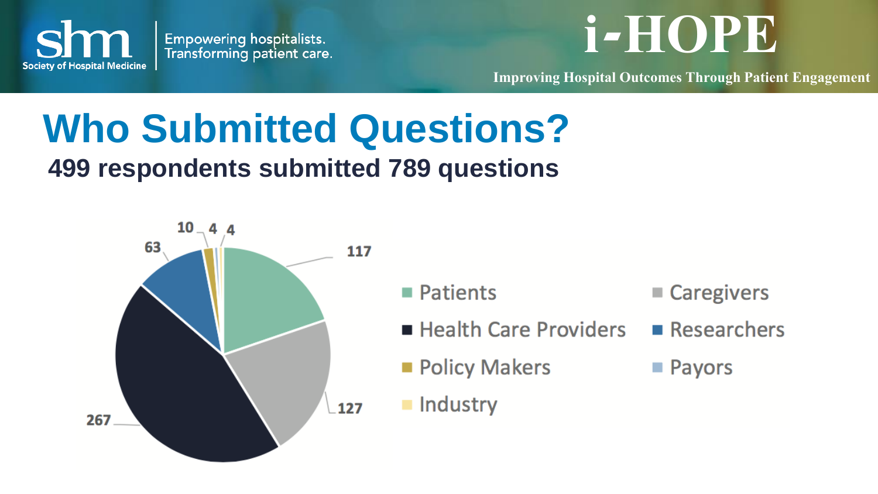Society of Hospital Medicine — Empowering hospitalists. Transforming patient care.

i-HOPE

Improving Hospital Outcomes Through Patient Engagement

# Who Submitted Questions?

## 499 respondents submitted 789 questions

| Category | Count |
| --- | --- |
| Patients | 117 |
| Caregivers | 127 |
| Health Care Providers | 267 |
| Researchers | 63 |
| Policy Makers | 10 |
| Payors | 4 |
| Industry | 4 |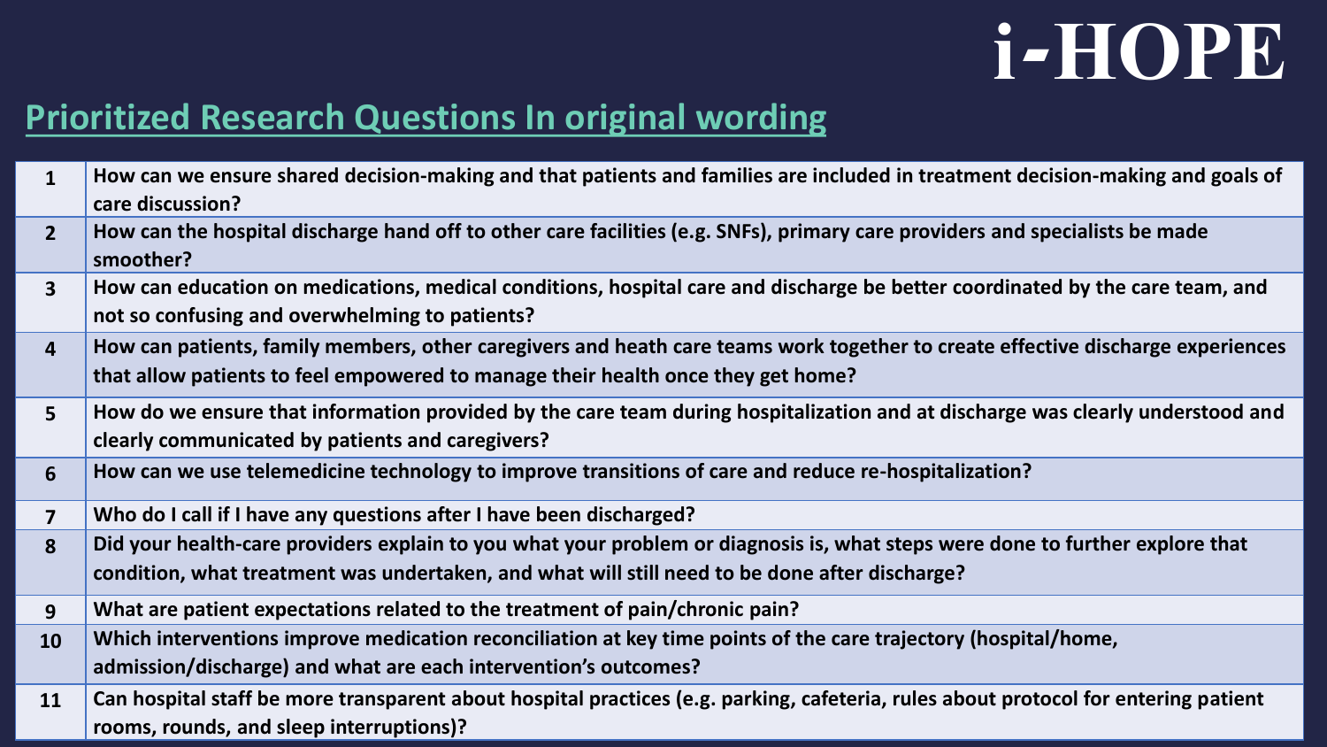i-HOPE

## Prioritized Research Questions In original wording

| | |
|---|---|
| 1 | How can we ensure shared decision-making and that patients and families are included in treatment decision-making and goals of care discussion? |
| 2 | How can the hospital discharge hand off to other care facilities (e.g. SNFs), primary care providers and specialists be made smoother? |
| 3 | How can education on medications, medical conditions, hospital care and discharge be better coordinated by the care team, and not so confusing and overwhelming to patients? |
| 4 | How can patients, family members, other caregivers and heath care teams work together to create effective discharge experiences that allow patients to feel empowered to manage their health once they get home? |
| 5 | How do we ensure that information provided by the care team during hospitalization and at discharge was clearly understood and clearly communicated by patients and caregivers? |
| 6 | How can we use telemedicine technology to improve transitions of care and reduce re-hospitalization? |
| 7 | Who do I call if I have any questions after I have been discharged? |
| 8 | Did your health-care providers explain to you what your problem or diagnosis is, what steps were done to further explore that condition, what treatment was undertaken, and what will still need to be done after discharge? |
| 9 | What are patient expectations related to the treatment of pain/chronic pain? |
| 10 | Which interventions improve medication reconciliation at key time points of the care trajectory (hospital/home, admission/discharge) and what are each intervention's outcomes? |
| 11 | Can hospital staff be more transparent about hospital practices (e.g. parking, cafeteria, rules about protocol for entering patient rooms, rounds, and sleep interruptions)? |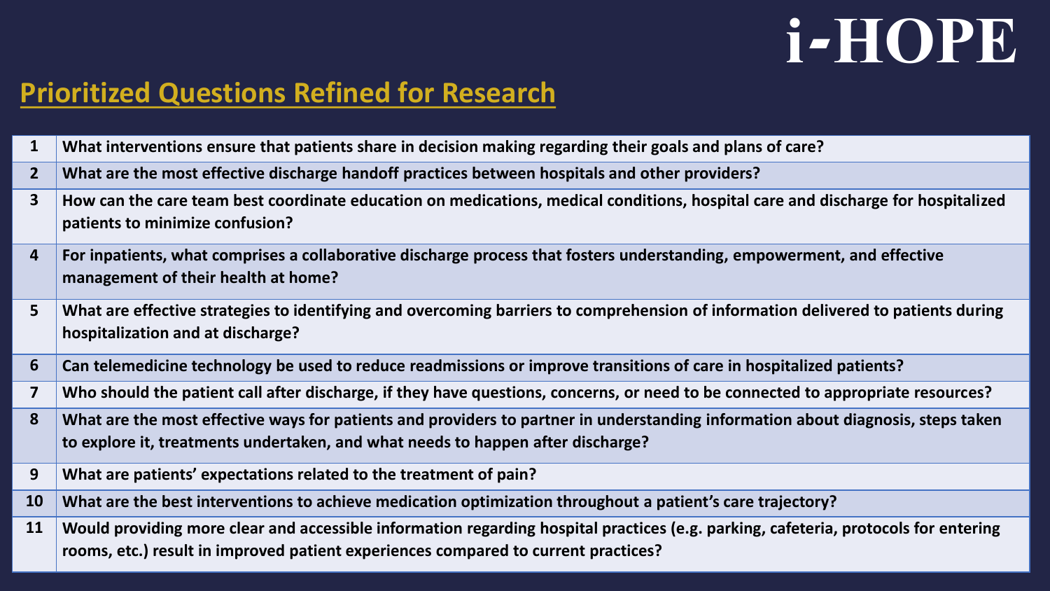# i-HOPE

## Prioritized Questions Refined for Research

| | |
|---|---|
| 1 | What interventions ensure that patients share in decision making regarding their goals and plans of care? |
| 2 | What are the most effective discharge handoff practices between hospitals and other providers? |
| 3 | How can the care team best coordinate education on medications, medical conditions, hospital care and discharge for hospitalized patients to minimize confusion? |
| 4 | For inpatients, what comprises a collaborative discharge process that fosters understanding, empowerment, and effective management of their health at home? |
| 5 | What are effective strategies to identifying and overcoming barriers to comprehension of information delivered to patients during hospitalization and at discharge? |
| 6 | Can telemedicine technology be used to reduce readmissions or improve transitions of care in hospitalized patients? |
| 7 | Who should the patient call after discharge, if they have questions, concerns, or need to be connected to appropriate resources? |
| 8 | What are the most effective ways for patients and providers to partner in understanding information about diagnosis, steps taken to explore it, treatments undertaken, and what needs to happen after discharge? |
| 9 | What are patients' expectations related to the treatment of pain? |
| 10 | What are the best interventions to achieve medication optimization throughout a patient's care trajectory? |
| 11 | Would providing more clear and accessible information regarding hospital practices (e.g. parking, cafeteria, protocols for entering rooms, etc.) result in improved patient experiences compared to current practices? |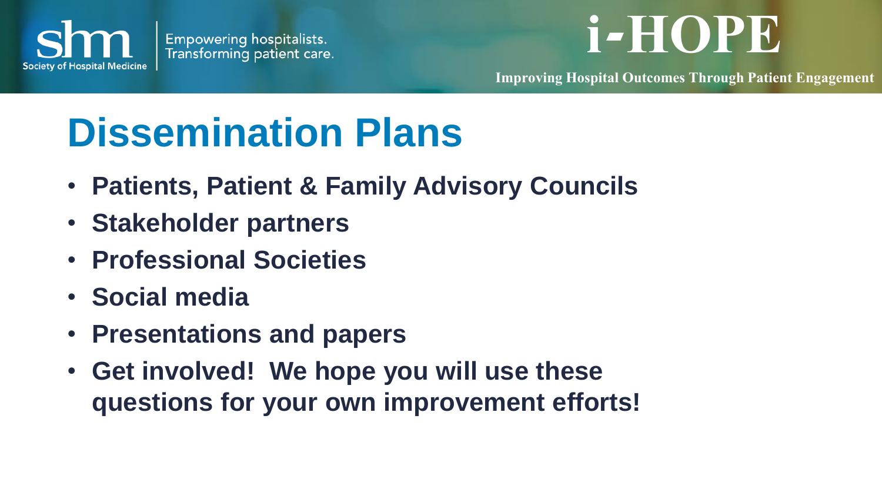# Dissemination Plans

- **Patients, Patient & Family Advisory Councils**
- **Stakeholder partners**
- **Professional Societies**
- **Social media**
- **Presentations and papers**
- **Get involved! We hope you will use these questions for your own improvement efforts!**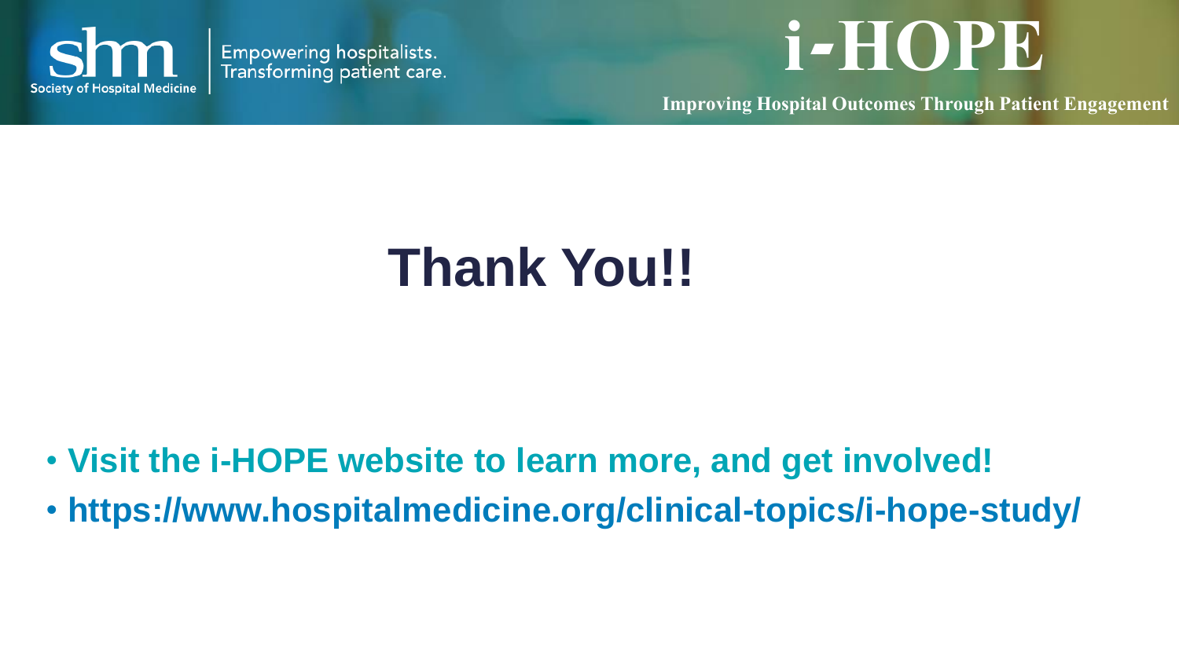# Thank You!!

- Visit the i-HOPE website to learn more, and get involved!
- https://www.hospitalmedicine.org/clinical-topics/i-hope-study/